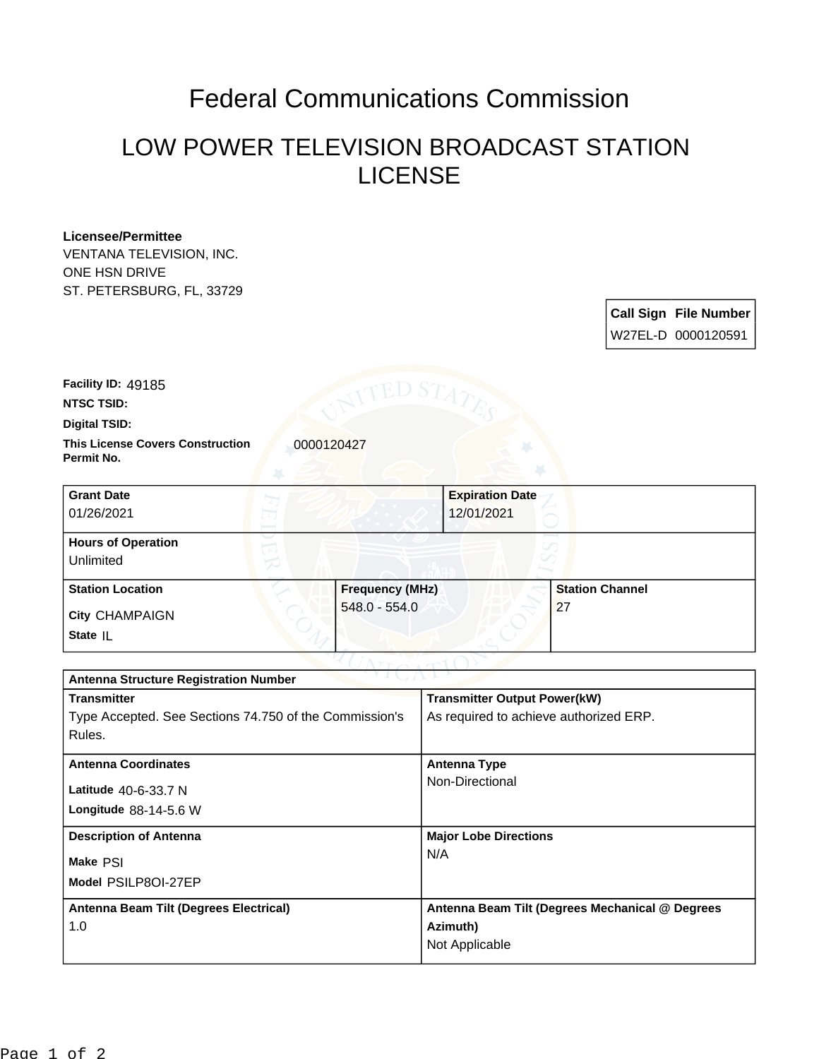# Federal Communications Commission

## LOW POWER TELEVISION BROADCAST STATION LICENSE

**Licensee/Permittee**
VENTANA TELEVISION, INC.
ONE HSN DRIVE
ST. PETERSBURG, FL, 33729

| Call Sign | File Number |
|---|---|
| W27EL-D | 0000120591 |

**Facility ID:** 49185

**NTSC TSID:**

**Digital TSID:**

**This License Covers Construction Permit No.** 0000120427

| Grant Date | Expiration Date |
|---|---|
| 01/26/2021 | 12/01/2021 |

**Hours of Operation**
Unlimited

| Station Location | Frequency (MHz) | Station Channel |
|---|---|---|
| City CHAMPAIGN<br>State IL | 548.0 - 554.0 | 27 |

**Antenna Structure Registration Number**

| | |
|---|---|
| **Transmitter**<br>Type Accepted. See Sections 74.750 of the Commission's Rules. | **Transmitter Output Power(kW)**<br>As required to achieve authorized ERP. |
| **Antenna Coordinates**<br>Latitude 40-6-33.7 N<br>Longitude 88-14-5.6 W | **Antenna Type**<br>Non-Directional |
| **Description of Antenna**<br>Make PSI<br>Model PSILP8OI-27EP | **Major Lobe Directions**<br>N/A |
| **Antenna Beam Tilt (Degrees Electrical)**<br>1.0 | **Antenna Beam Tilt (Degrees Mechanical @ Degrees Azimuth)**<br>Not Applicable |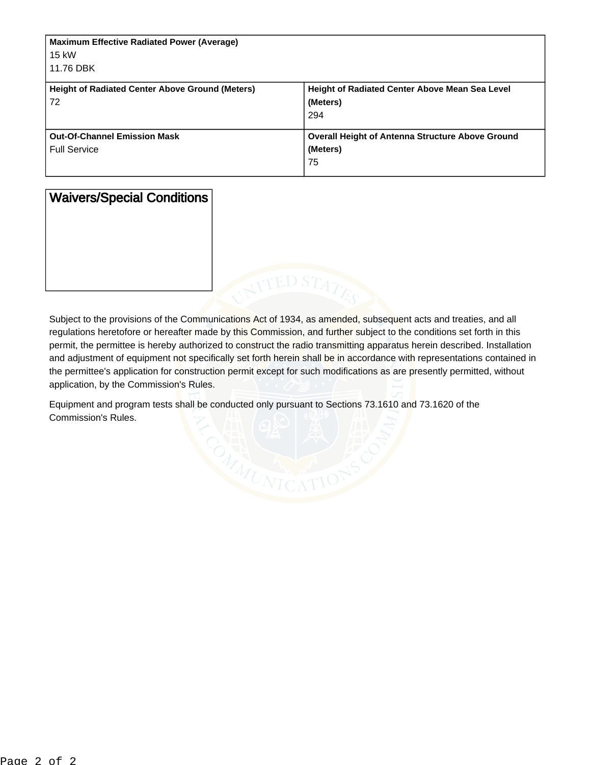| | |
|---|---|
| **Maximum Effective Radiated Power (Average)**<br>15 kW<br>11.76 DBK | |
| **Height of Radiated Center Above Ground (Meters)**<br>72 | **Height of Radiated Center Above Mean Sea Level (Meters)**<br>294 |
| **Out-Of-Channel Emission Mask**<br>Full Service | **Overall Height of Antenna Structure Above Ground (Meters)**<br>75 |

## Waivers/Special Conditions

Subject to the provisions of the Communications Act of 1934, as amended, subsequent acts and treaties, and all regulations heretofore or hereafter made by this Commission, and further subject to the conditions set forth in this permit, the permittee is hereby authorized to construct the radio transmitting apparatus herein described. Installation and adjustment of equipment not specifically set forth herein shall be in accordance with representations contained in the permittee's application for construction permit except for such modifications as are presently permitted, without application, by the Commission's Rules.

Equipment and program tests shall be conducted only pursuant to Sections 73.1610 and 73.1620 of the Commission's Rules.